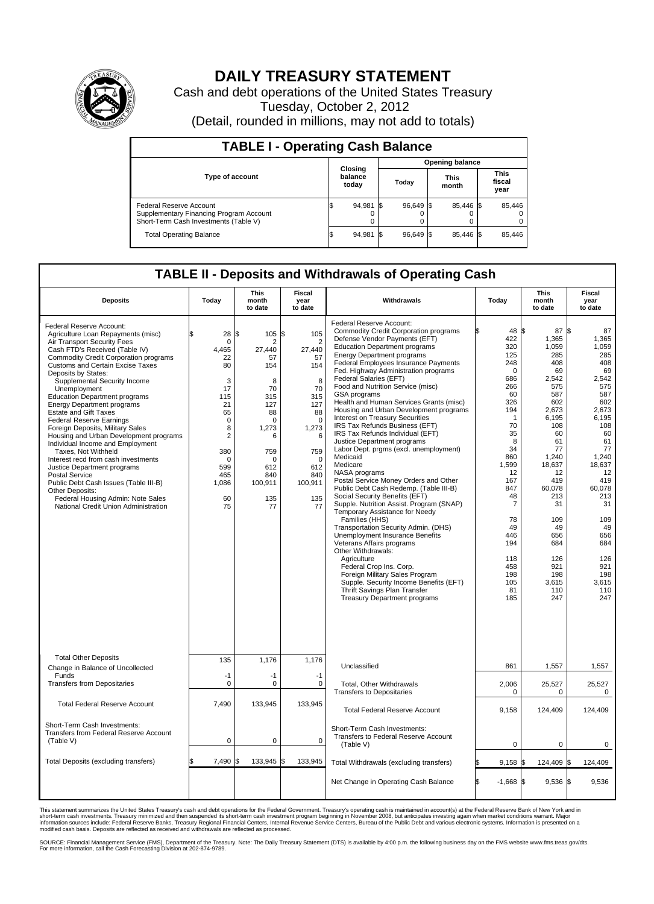# DAILY TREASURY STATEMENT

Cash and debt operations of the United States Treasury

Tuesday, October 2, 2012

(Detail, rounded in millions, may not add to totals)

## TABLE I - Operating Cash Balance

| Type of account | Closing balance today | Opening balance Today | Opening balance This month | Opening balance This fiscal year |
|---|---|---|---|---|
| Federal Reserve Account | $ 94,981 | $ 96,649 | $ 85,446 | $ 85,446 |
| Supplementary Financing Program Account | 0 | 0 | 0 | 0 |
| Short-Term Cash Investments (Table V) | 0 | 0 | 0 | 0 |
| Total Operating Balance | $ 94,981 | $ 96,649 | $ 85,446 | $ 85,446 |

## TABLE II - Deposits and Withdrawals of Operating Cash

| Deposits | Today | This month to date | Fiscal year to date | Withdrawals | Today | This month to date | Fiscal year to date |
|---|---|---|---|---|---|---|---|
| Federal Reserve Account: | | | | Federal Reserve Account: | | | |
| Agriculture Loan Repayments (misc) | $ 28 | $ 105 | $ 105 | Commodity Credit Corporation programs | $ 48 | $ 87 | $ 87 |
| Air Transport Security Fees | 0 | 2 | 2 | Defense Vendor Payments (EFT) | 422 | 1,365 | 1,365 |
| Cash FTD's Received (Table IV) | 4,465 | 27,440 | 27,440 | Education Department programs | 320 | 1,059 | 1,059 |
| Commodity Credit Corporation programs | 22 | 57 | 57 | Energy Department programs | 125 | 285 | 285 |
| Customs and Certain Excise Taxes | 80 | 154 | 154 | Federal Employees Insurance Payments | 248 | 408 | 408 |
| Deposits by States: | | | | Fed. Highway Administration programs | 0 | 69 | 69 |
| Supplemental Security Income | 3 | 8 | 8 | Federal Salaries (EFT) | 686 | 2,542 | 2,542 |
| Unemployment | 17 | 70 | 70 | Food and Nutrition Service (misc) | 266 | 575 | 575 |
| Education Department programs | 115 | 315 | 315 | GSA programs | 60 | 587 | 587 |
| Energy Department programs | 21 | 127 | 127 | Health and Human Services Grants (misc) | 326 | 602 | 602 |
| Estate and Gift Taxes | 65 | 88 | 88 | Housing and Urban Development programs | 194 | 2,673 | 2,673 |
| Federal Reserve Earnings | 0 | 0 | 0 | Interest on Treasury Securities | 1 | 6,195 | 6,195 |
| Foreign Deposits, Military Sales | 8 | 1,273 | 1,273 | IRS Tax Refunds Business (EFT) | 70 | 108 | 108 |
| Housing and Urban Development programs | 2 | 6 | 6 | IRS Tax Refunds Individual (EFT) | 35 | 60 | 60 |
| Individual Income and Employment Taxes, Not Withheld | 380 | 759 | 759 | Justice Department programs | 8 | 61 | 61 |
| Interest recd from cash investments | 0 | 0 | 0 | Labor Dept. prgms (excl. unemployment) | 34 | 77 | 77 |
| Justice Department programs | 599 | 612 | 612 | Medicaid | 860 | 1,240 | 1,240 |
| Postal Service | 465 | 840 | 840 | Medicare | 1,599 | 18,637 | 18,637 |
| Public Debt Cash Issues (Table III-B) | 1,086 | 100,911 | 100,911 | NASA programs | 12 | 12 | 12 |
| Other Deposits: | | | | Postal Service Money Orders and Other | 167 | 419 | 419 |
| Federal Housing Admin: Note Sales | 60 | 135 | 135 | Public Debt Cash Redemp. (Table III-B) | 847 | 60,078 | 60,078 |
| National Credit Union Administration | 75 | 77 | 77 | Social Security Benefits (EFT) | 48 | 213 | 213 |
| | | | | Supple. Nutrition Assist. Program (SNAP) | 7 | 31 | 31 |
| | | | | Temporary Assistance for Needy Families (HHS) | 78 | 109 | 109 |
| | | | | Transportation Security Admin. (DHS) | 49 | 49 | 49 |
| | | | | Unemployment Insurance Benefits | 446 | 656 | 656 |
| | | | | Veterans Affairs programs | 194 | 684 | 684 |
| | | | | Other Withdrawals: | | | |
| | | | | Agriculture | 118 | 126 | 126 |
| | | | | Federal Crop Ins. Corp. | 458 | 921 | 921 |
| | | | | Foreign Military Sales Program | 198 | 198 | 198 |
| | | | | Supple. Security Income Benefits (EFT) | 105 | 3,615 | 3,615 |
| | | | | Thrift Savings Plan Transfer | 81 | 110 | 110 |
| | | | | Treasury Department programs | 185 | 247 | 247 |
| Total Other Deposits | 135 | 1,176 | 1,176 | Unclassified | 861 | 1,557 | 1,557 |
| Change in Balance of Uncollected Funds | -1 | -1 | -1 | | | | |
| Transfers from Depositaries | 0 | 0 | 0 | Total, Other Withdrawals | 2,006 | 25,527 | 25,527 |
| | | | | Transfers to Depositaries | 0 | 0 | 0 |
| Total Federal Reserve Account | 7,490 | 133,945 | 133,945 | Total Federal Reserve Account | 9,158 | 124,409 | 124,409 |
| Short-Term Cash Investments: Transfers from Federal Reserve Account (Table V) | 0 | 0 | 0 | Short-Term Cash Investments: Transfers to Federal Reserve Account (Table V) | 0 | 0 | 0 |
| Total Deposits (excluding transfers) | $ 7,490 | $ 133,945 | $ 133,945 | Total Withdrawals (excluding transfers) | $ 9,158 | $ 124,409 | $ 124,409 |
| | | | | Net Change in Operating Cash Balance | $ -1,668 | $ 9,536 | $ 9,536 |

This statement summarizes the United States Treasury's cash and debt operations for the Federal Government. Treasury's operating cash is maintained in account(s) at the Federal Reserve Bank of New York and in short-term cash investments. Treasury minimized and then suspended its short-term cash investment program beginning in November 2008, but anticipates investing again when market conditions warrant. Major information sources include: Federal Reserve Banks, Treasury Regional Financial Centers, Internal Revenue Service Centers, Bureau of the Public Debt and various electronic systems. Information is presented on a modified cash basis. Deposits are reflected as received and withdrawals are reflected as processed.

SOURCE: Financial Management Service (FMS), Department of the Treasury. Note: The Daily Treasury Statement (DTS) is available by 4:00 p.m. the following business day on the FMS website www.fms.treas.gov/dts. For more information, call the Cash Forecasting Division at 202-874-9789.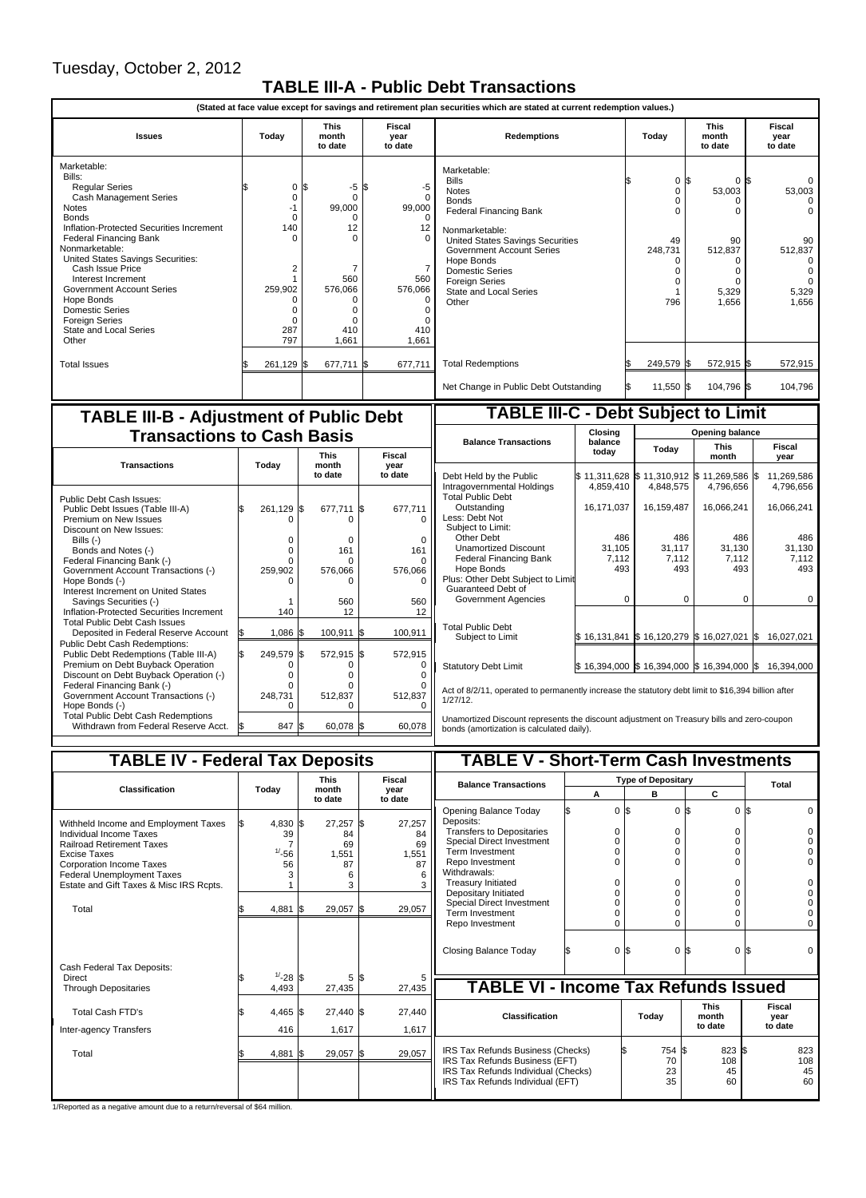Tuesday, October 2, 2012

# TABLE III-A - Public Debt Transactions

(Stated at face value except for savings and retirement plan securities which are stated at current redemption values.)

| Issues | Today | This month to date | Fiscal year to date |
|---|---|---|---|
| Marketable: | | | |
| Bills: | | | |
| Regular Series | $ 0 | $ -5 | $ -5 |
| Cash Management Series | 0 | 0 | 0 |
| Notes | -1 | 99,000 | 99,000 |
| Bonds | 0 | 0 | 0 |
| Inflation-Protected Securities Increment | 140 | 12 | 12 |
| Federal Financing Bank | 0 | 0 | 0 |
| Nonmarketable: | | | |
| United States Savings Securities: | | | |
| Cash Issue Price | 2 | 7 | 7 |
| Interest Increment | 1 | 560 | 560 |
| Government Account Series | 259,902 | 576,066 | 576,066 |
| Hope Bonds | 0 | 0 | 0 |
| Domestic Series | 0 | 0 | 0 |
| Foreign Series | 0 | 0 | 0 |
| State and Local Series | 287 | 410 | 410 |
| Other | 797 | 1,661 | 1,661 |
| Total Issues | $ 261,129 | $ 677,711 | $ 677,711 |

| Redemptions | Today | This month to date | Fiscal year to date |
|---|---|---|---|
| Marketable: | | | |
| Bills | $ 0 | $ 0 | $ 0 |
| Notes | 0 | 53,003 | 53,003 |
| Bonds | 0 | 0 | 0 |
| Federal Financing Bank | 0 | 0 | 0 |
| Nonmarketable: | | | |
| United States Savings Securities | 49 | 90 | 90 |
| Government Account Series | 248,731 | 512,837 | 512,837 |
| Hope Bonds | 0 | 0 | 0 |
| Domestic Series | 0 | 0 | 0 |
| Foreign Series | 0 | 0 | 0 |
| State and Local Series | 1 | 5,329 | 5,329 |
| Other | 796 | 1,656 | 1,656 |
| Total Redemptions | $ 249,579 | $ 572,915 | $ 572,915 |
| Net Change in Public Debt Outstanding | $ 11,550 | $ 104,796 | $ 104,796 |

# TABLE III-B - Adjustment of Public Debt Transactions to Cash Basis

| Transactions | Today | This month to date | Fiscal year to date |
|---|---|---|---|
| Public Debt Cash Issues: | | | |
| Public Debt Issues (Table III-A) | $ 261,129 | $ 677,711 | $ 677,711 |
| Premium on New Issues | 0 | 0 | 0 |
| Discount on New Issues: | | | |
| Bills (-) | 0 | 0 | 0 |
| Bonds and Notes (-) | 0 | 161 | 161 |
| Federal Financing Bank (-) | 0 | 0 | 0 |
| Government Account Transactions (-) | 259,902 | 576,066 | 576,066 |
| Hope Bonds (-) | 0 | 0 | 0 |
| Interest Increment on United States Savings Securities (-) | 1 | 560 | 560 |
| Inflation-Protected Securities Increment | 140 | 12 | 12 |
| Total Public Debt Cash Issues Deposited in Federal Reserve Account | $ 1,086 | $ 100,911 | $ 100,911 |
| Public Debt Cash Redemptions: | | | |
| Public Debt Redemptions (Table III-A) | $ 249,579 | $ 572,915 | $ 572,915 |
| Premium on Debt Buyback Operation | 0 | 0 | 0 |
| Discount on Debt Buyback Operation (-) | 0 | 0 | 0 |
| Federal Financing Bank (-) | 0 | 0 | 0 |
| Government Account Transactions (-) | 248,731 | 512,837 | 512,837 |
| Hope Bonds (-) | 0 | 0 | 0 |
| Total Public Debt Cash Redemptions Withdrawn from Federal Reserve Acct. | $ 847 | $ 60,078 | $ 60,078 |

# TABLE III-C - Debt Subject to Limit

| Balance Transactions | Closing balance today | Opening balance Today | Opening balance This month | Opening balance Fiscal year |
|---|---|---|---|---|
| Debt Held by the Public | $ 11,311,628 | $ 11,310,912 | $ 11,269,586 | $ 11,269,586 |
| Intragovernmental Holdings | 4,859,410 | 4,848,575 | 4,796,656 | 4,796,656 |
| Total Public Debt Outstanding | 16,171,037 | 16,159,487 | 16,066,241 | 16,066,241 |
| Less: Debt Not Subject to Limit: | | | | |
| Other Debt | 486 | 486 | 486 | 486 |
| Unamortized Discount | 31,105 | 31,117 | 31,130 | 31,130 |
| Federal Financing Bank | 7,112 | 7,112 | 7,112 | 7,112 |
| Hope Bonds | 493 | 493 | 493 | 493 |
| Plus: Other Debt Subject to Limit | | | | |
| Guaranteed Debt of Government Agencies | 0 | 0 | 0 | 0 |
| Total Public Debt Subject to Limit | $ 16,131,841 | $ 16,120,279 | $ 16,027,021 | $ 16,027,021 |
| Statutory Debt Limit | $ 16,394,000 | $ 16,394,000 | $ 16,394,000 | $ 16,394,000 |

Act of 8/2/11, operated to permanently increase the statutory debt limit to $16,394 billion after 1/27/12.

Unamortized Discount represents the discount adjustment on Treasury bills and zero-coupon bonds (amortization is calculated daily).

# TABLE IV - Federal Tax Deposits

| Classification | Today | This month to date | Fiscal year to date |
|---|---|---|---|
| Withheld Income and Employment Taxes | $ 4,830 | $ 27,257 | $ 27,257 |
| Individual Income Taxes | 39 | 84 | 84 |
| Railroad Retirement Taxes | 7 | 69 | 69 |
| Excise Taxes | 1/ -56 | 1,551 | 1,551 |
| Corporation Income Taxes | 56 | 87 | 87 |
| Federal Unemployment Taxes | 3 | 6 | 6 |
| Estate and Gift Taxes & Misc IRS Rcpts. | 1 | 3 | 3 |
| Total | $ 4,881 | $ 29,057 | $ 29,057 |
| Cash Federal Tax Deposits: | | | |
| Direct | $ 1/ -28 | $ 5 | $ 5 |
| Through Depositaries | 4,493 | 27,435 | 27,435 |
| Total Cash FTD's | $ 4,465 | $ 27,440 | $ 27,440 |
| Inter-agency Transfers | 416 | 1,617 | 1,617 |
| Total | $ 4,881 | $ 29,057 | $ 29,057 |

1/Reported as a negative amount due to a return/reversal of $64 million.

# TABLE V - Short-Term Cash Investments

| Balance Transactions | Type of Depositary A | Type of Depositary B | Type of Depositary C | Total |
|---|---|---|---|---|
| Opening Balance Today | $ 0 | $ 0 | $ 0 | $ 0 |
| Deposits: | | | | |
| Transfers to Depositaries | 0 | 0 | 0 | 0 |
| Special Direct Investment | 0 | 0 | 0 | 0 |
| Term Investment | 0 | 0 | 0 | 0 |
| Repo Investment | 0 | 0 | 0 | 0 |
| Withdrawals: | | | | |
| Treasury Initiated | 0 | 0 | 0 | 0 |
| Depositary Initiated | 0 | 0 | 0 | 0 |
| Special Direct Investment | 0 | 0 | 0 | 0 |
| Term Investment | 0 | 0 | 0 | 0 |
| Repo Investment | 0 | 0 | 0 | 0 |
| Closing Balance Today | $ 0 | $ 0 | $ 0 | $ 0 |

# TABLE VI - Income Tax Refunds Issued

| Classification | Today | This month to date | Fiscal year to date |
|---|---|---|---|
| IRS Tax Refunds Business (Checks) | $ 754 | $ 823 | $ 823 |
| IRS Tax Refunds Business (EFT) | 70 | 108 | 108 |
| IRS Tax Refunds Individual (Checks) | 23 | 45 | 45 |
| IRS Tax Refunds Individual (EFT) | 35 | 60 | 60 |